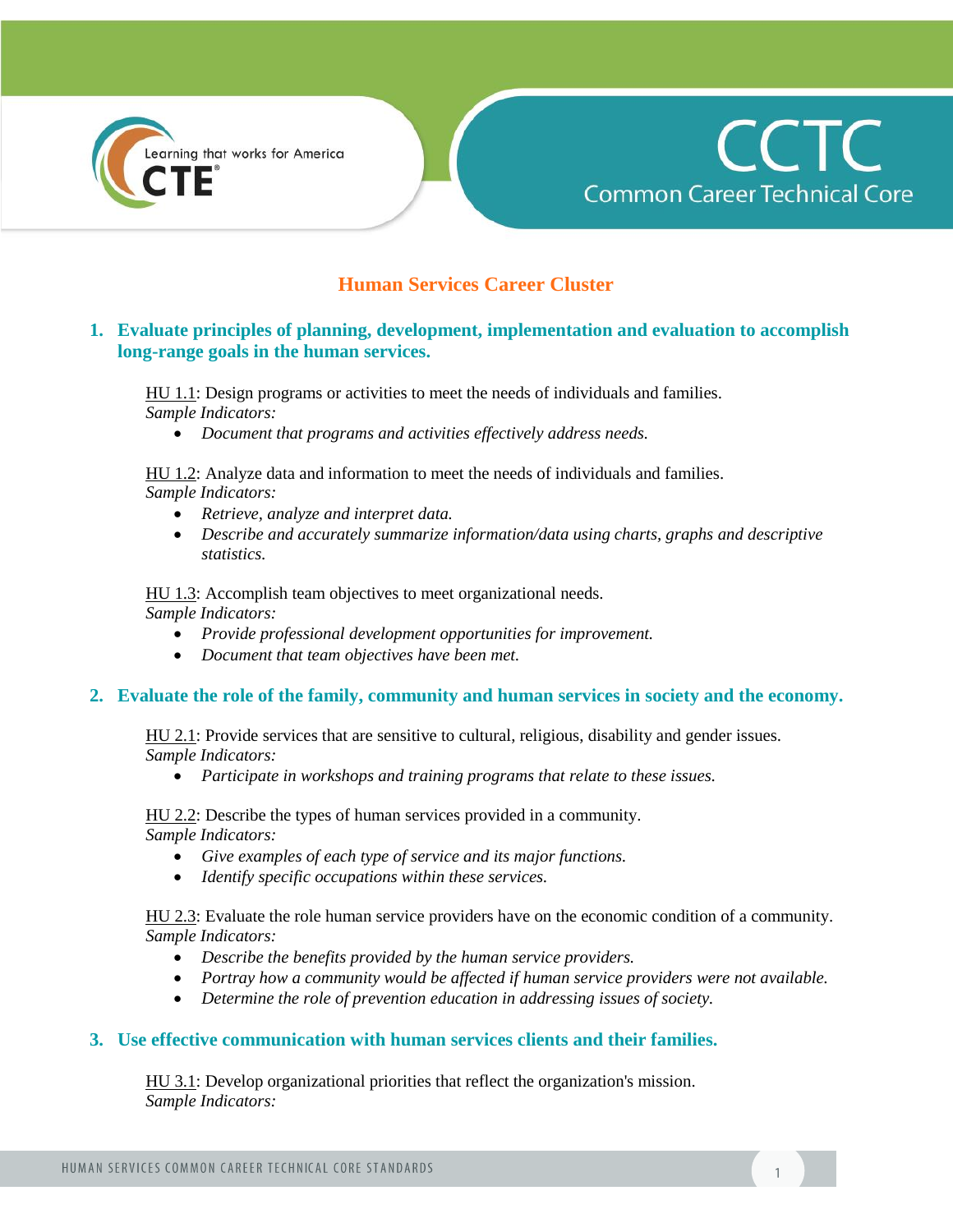# Human Services Career Cluster

## 1. Evaluate principles of planning, development, implementation and evaluation to accomplish long-range goals in the human services.

HU 1.1: Design programs or activities to meet the needs of individuals and families.
*Sample Indicators:*

- *Document that programs and activities effectively address needs.*

HU 1.2: Analyze data and information to meet the needs of individuals and families.
*Sample Indicators:*

- *Retrieve, analyze and interpret data.*
- *Describe and accurately summarize information/data using charts, graphs and descriptive statistics.*

HU 1.3: Accomplish team objectives to meet organizational needs.
*Sample Indicators:*

- *Provide professional development opportunities for improvement.*
- *Document that team objectives have been met.*

## 2. Evaluate the role of the family, community and human services in society and the economy.

HU 2.1: Provide services that are sensitive to cultural, religious, disability and gender issues.
*Sample Indicators:*

- *Participate in workshops and training programs that relate to these issues.*

HU 2.2: Describe the types of human services provided in a community.
*Sample Indicators:*

- *Give examples of each type of service and its major functions.*
- *Identify specific occupations within these services.*

HU 2.3: Evaluate the role human service providers have on the economic condition of a community.
*Sample Indicators:*

- *Describe the benefits provided by the human service providers.*
- *Portray how a community would be affected if human service providers were not available.*
- *Determine the role of prevention education in addressing issues of society.*

## 3. Use effective communication with human services clients and their families.

HU 3.1: Develop organizational priorities that reflect the organization's mission.
*Sample Indicators:*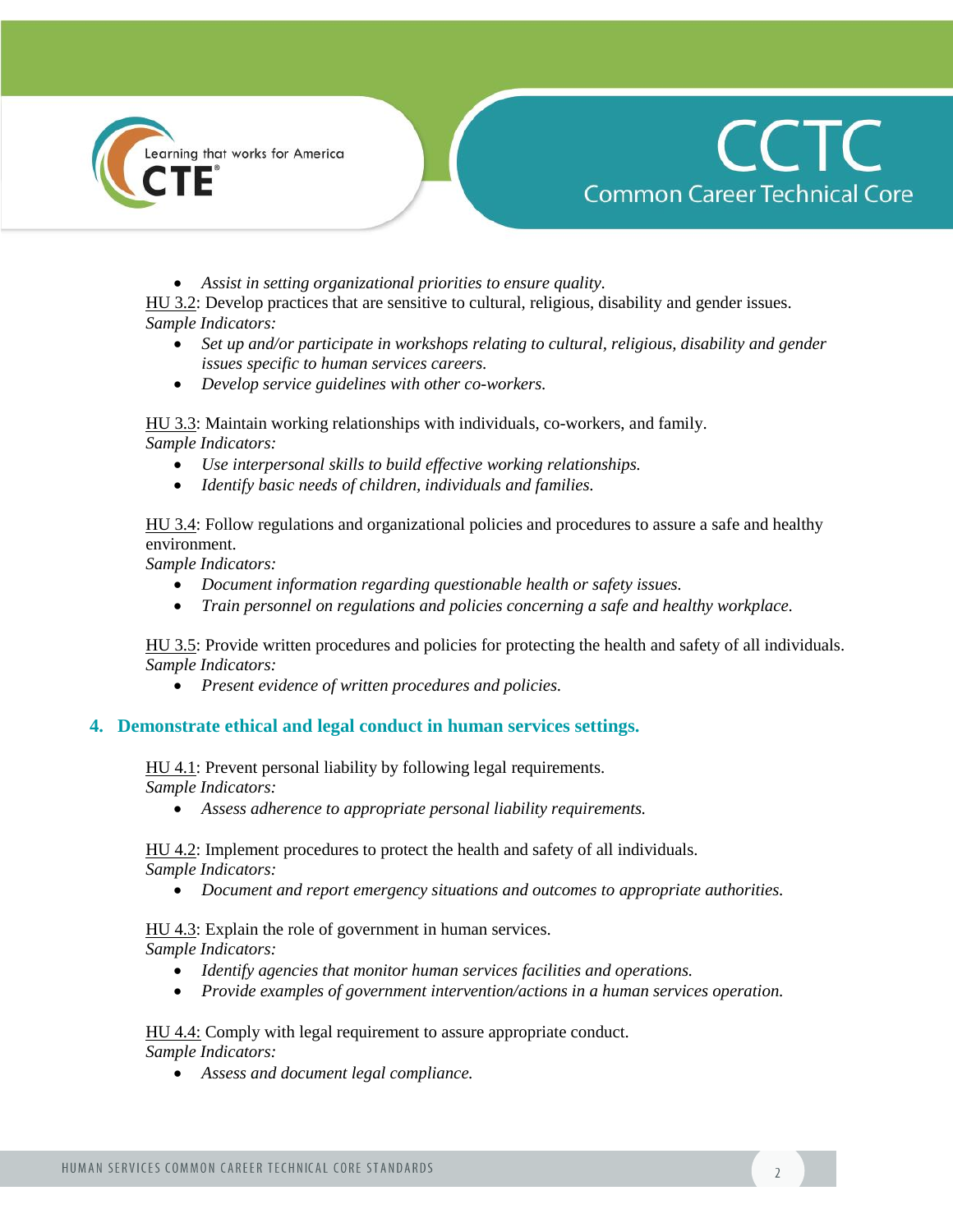- *Assist in setting organizational priorities to ensure quality.*

HU 3.2: Develop practices that are sensitive to cultural, religious, disability and gender issues.
*Sample Indicators:*

- *Set up and/or participate in workshops relating to cultural, religious, disability and gender issues specific to human services careers.*
- *Develop service guidelines with other co-workers.*

HU 3.3: Maintain working relationships with individuals, co-workers, and family.
*Sample Indicators:*

- *Use interpersonal skills to build effective working relationships.*
- *Identify basic needs of children, individuals and families.*

HU 3.4: Follow regulations and organizational policies and procedures to assure a safe and healthy environment.
*Sample Indicators:*

- *Document information regarding questionable health or safety issues.*
- *Train personnel on regulations and policies concerning a safe and healthy workplace.*

HU 3.5: Provide written procedures and policies for protecting the health and safety of all individuals.
*Sample Indicators:*

- *Present evidence of written procedures and policies.*

## 4. Demonstrate ethical and legal conduct in human services settings.

HU 4.1: Prevent personal liability by following legal requirements.
*Sample Indicators:*

- *Assess adherence to appropriate personal liability requirements.*

HU 4.2: Implement procedures to protect the health and safety of all individuals.
*Sample Indicators:*

- *Document and report emergency situations and outcomes to appropriate authorities.*

HU 4.3: Explain the role of government in human services.
*Sample Indicators:*

- *Identify agencies that monitor human services facilities and operations.*
- *Provide examples of government intervention/actions in a human services operation.*

HU 4.4: Comply with legal requirement to assure appropriate conduct.
*Sample Indicators:*

- *Assess and document legal compliance.*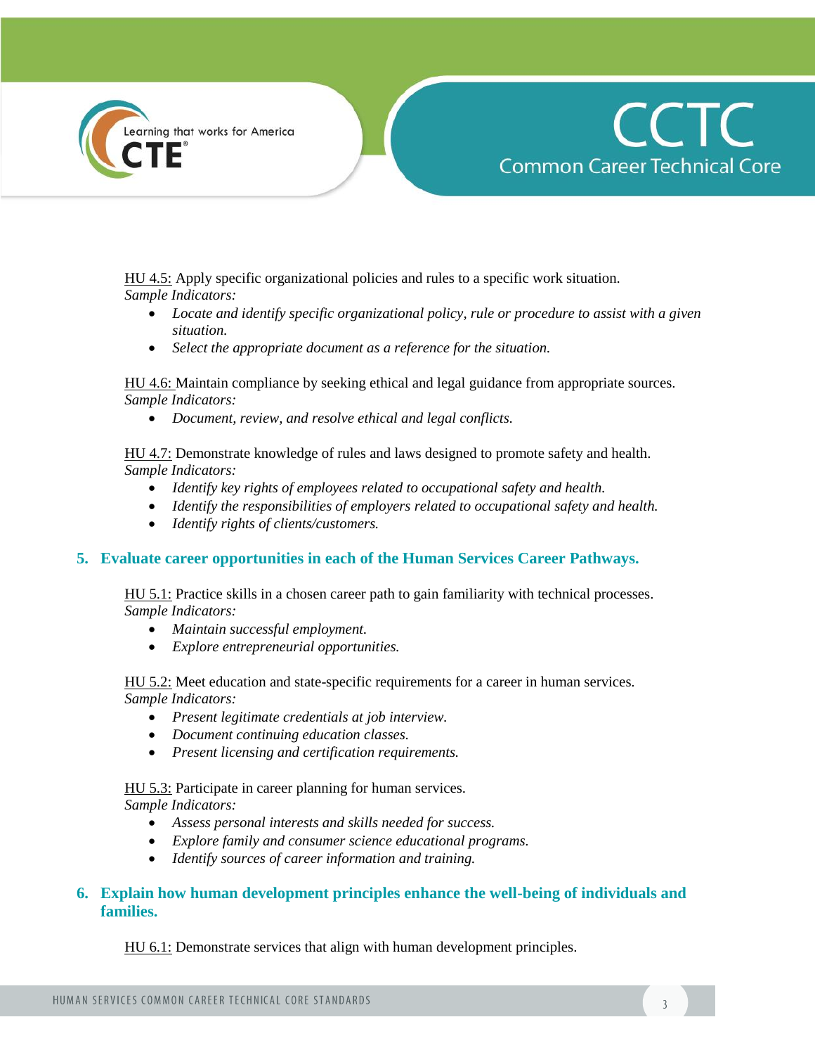HU 4.5: Apply specific organizational policies and rules to a specific work situation.
*Sample Indicators:*

- *Locate and identify specific organizational policy, rule or procedure to assist with a given situation.*
- *Select the appropriate document as a reference for the situation.*

HU 4.6: Maintain compliance by seeking ethical and legal guidance from appropriate sources.
*Sample Indicators:*

- *Document, review, and resolve ethical and legal conflicts.*

HU 4.7: Demonstrate knowledge of rules and laws designed to promote safety and health.
*Sample Indicators:*

- *Identify key rights of employees related to occupational safety and health.*
- *Identify the responsibilities of employers related to occupational safety and health.*
- *Identify rights of clients/customers.*

## 5. Evaluate career opportunities in each of the Human Services Career Pathways.

HU 5.1: Practice skills in a chosen career path to gain familiarity with technical processes.
*Sample Indicators:*

- *Maintain successful employment.*
- *Explore entrepreneurial opportunities.*

HU 5.2: Meet education and state-specific requirements for a career in human services.
*Sample Indicators:*

- *Present legitimate credentials at job interview.*
- *Document continuing education classes.*
- *Present licensing and certification requirements.*

HU 5.3: Participate in career planning for human services.
*Sample Indicators:*

- *Assess personal interests and skills needed for success.*
- *Explore family and consumer science educational programs.*
- *Identify sources of career information and training.*

## 6. Explain how human development principles enhance the well-being of individuals and families.

HU 6.1: Demonstrate services that align with human development principles.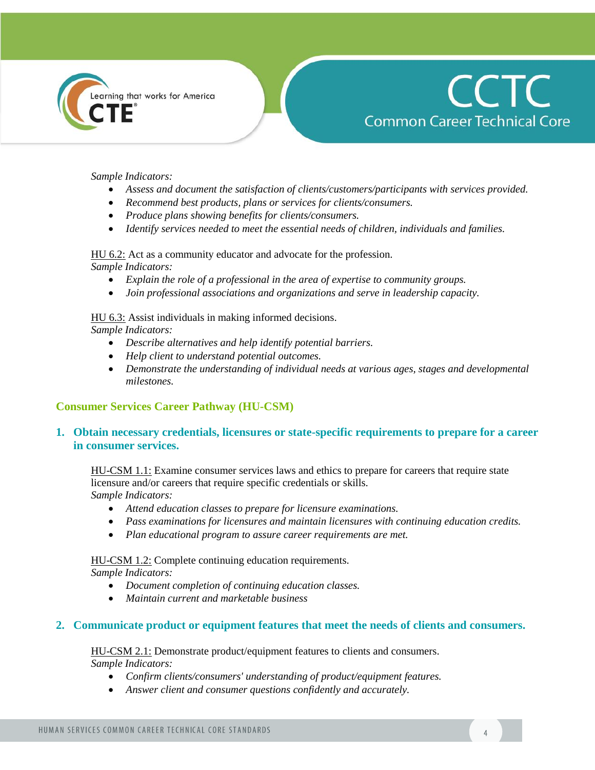*Sample Indicators:*

- *Assess and document the satisfaction of clients/customers/participants with services provided.*
- *Recommend best products, plans or services for clients/consumers.*
- *Produce plans showing benefits for clients/consumers.*
- *Identify services needed to meet the essential needs of children, individuals and families.*

HU 6.2: Act as a community educator and advocate for the profession.
*Sample Indicators:*

- *Explain the role of a professional in the area of expertise to community groups.*
- *Join professional associations and organizations and serve in leadership capacity.*

HU 6.3: Assist individuals in making informed decisions.
*Sample Indicators:*

- *Describe alternatives and help identify potential barriers.*
- *Help client to understand potential outcomes.*
- *Demonstrate the understanding of individual needs at various ages, stages and developmental milestones.*

## Consumer Services Career Pathway (HU-CSM)

### 1. Obtain necessary credentials, licensures or state-specific requirements to prepare for a career in consumer services.

HU-CSM 1.1: Examine consumer services laws and ethics to prepare for careers that require state licensure and/or careers that require specific credentials or skills.
*Sample Indicators:*

- *Attend education classes to prepare for licensure examinations.*
- *Pass examinations for licensures and maintain licensures with continuing education credits.*
- *Plan educational program to assure career requirements are met.*

HU-CSM 1.2: Complete continuing education requirements.
*Sample Indicators:*

- *Document completion of continuing education classes.*
- *Maintain current and marketable business*

### 2. Communicate product or equipment features that meet the needs of clients and consumers.

HU-CSM 2.1: Demonstrate product/equipment features to clients and consumers.
*Sample Indicators:*

- *Confirm clients/consumers' understanding of product/equipment features.*
- *Answer client and consumer questions confidently and accurately.*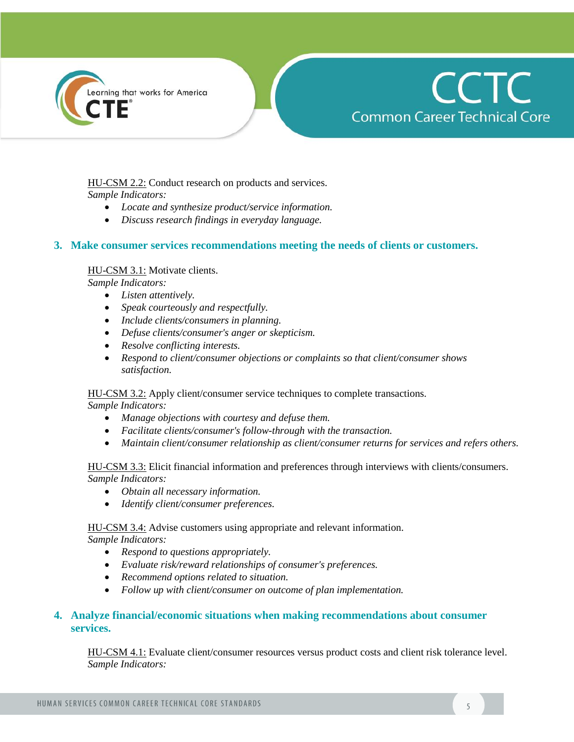HU-CSM 2.2: Conduct research on products and services.
*Sample Indicators:*

- *Locate and synthesize product/service information.*
- *Discuss research findings in everyday language.*

## 3. Make consumer services recommendations meeting the needs of clients or customers.

HU-CSM 3.1: Motivate clients.
*Sample Indicators:*

- *Listen attentively.*
- *Speak courteously and respectfully.*
- *Include clients/consumers in planning.*
- *Defuse clients/consumer's anger or skepticism.*
- *Resolve conflicting interests.*
- *Respond to client/consumer objections or complaints so that client/consumer shows satisfaction.*

HU-CSM 3.2: Apply client/consumer service techniques to complete transactions.
*Sample Indicators:*

- *Manage objections with courtesy and defuse them.*
- *Facilitate clients/consumer's follow-through with the transaction.*
- *Maintain client/consumer relationship as client/consumer returns for services and refers others.*

HU-CSM 3.3: Elicit financial information and preferences through interviews with clients/consumers.
*Sample Indicators:*

- *Obtain all necessary information.*
- *Identify client/consumer preferences.*

HU-CSM 3.4: Advise customers using appropriate and relevant information.
*Sample Indicators:*

- *Respond to questions appropriately.*
- *Evaluate risk/reward relationships of consumer's preferences.*
- *Recommend options related to situation.*
- *Follow up with client/consumer on outcome of plan implementation.*

## 4. Analyze financial/economic situations when making recommendations about consumer services.

HU-CSM 4.1: Evaluate client/consumer resources versus product costs and client risk tolerance level.
*Sample Indicators:*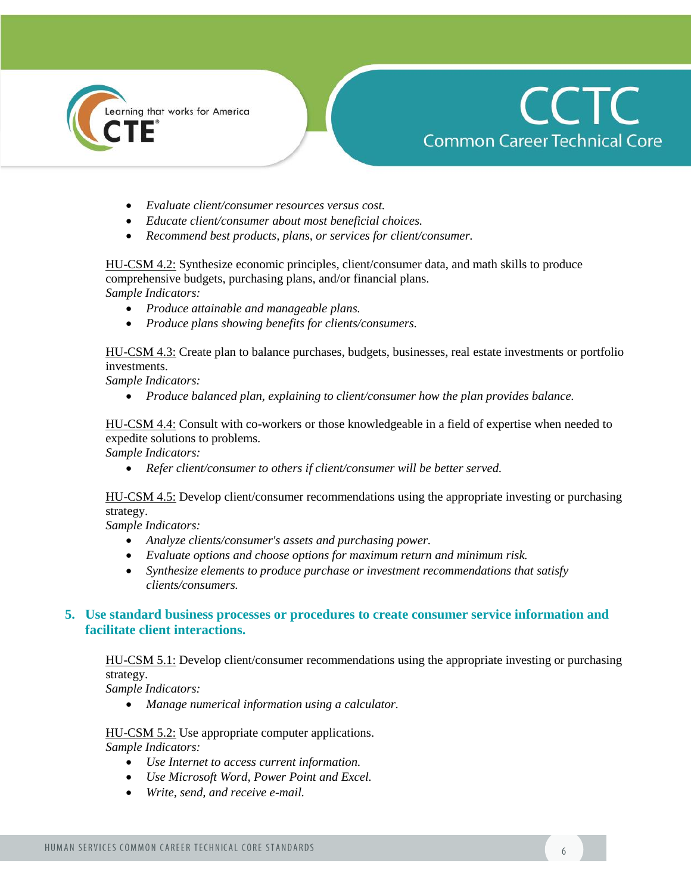- *Evaluate client/consumer resources versus cost.*
- *Educate client/consumer about most beneficial choices.*
- *Recommend best products, plans, or services for client/consumer.*

HU-CSM 4.2: Synthesize economic principles, client/consumer data, and math skills to produce comprehensive budgets, purchasing plans, and/or financial plans.
*Sample Indicators:*

- *Produce attainable and manageable plans.*
- *Produce plans showing benefits for clients/consumers.*

HU-CSM 4.3: Create plan to balance purchases, budgets, businesses, real estate investments or portfolio investments.
*Sample Indicators:*

- *Produce balanced plan, explaining to client/consumer how the plan provides balance.*

HU-CSM 4.4: Consult with co-workers or those knowledgeable in a field of expertise when needed to expedite solutions to problems.
*Sample Indicators:*

- *Refer client/consumer to others if client/consumer will be better served.*

HU-CSM 4.5: Develop client/consumer recommendations using the appropriate investing or purchasing strategy.
*Sample Indicators:*

- *Analyze clients/consumer's assets and purchasing power.*
- *Evaluate options and choose options for maximum return and minimum risk.*
- *Synthesize elements to produce purchase or investment recommendations that satisfy clients/consumers.*

## 5. Use standard business processes or procedures to create consumer service information and facilitate client interactions.

HU-CSM 5.1: Develop client/consumer recommendations using the appropriate investing or purchasing strategy.
*Sample Indicators:*

- *Manage numerical information using a calculator.*

HU-CSM 5.2: Use appropriate computer applications.
*Sample Indicators:*

- *Use Internet to access current information.*
- *Use Microsoft Word, Power Point and Excel.*
- *Write, send, and receive e-mail.*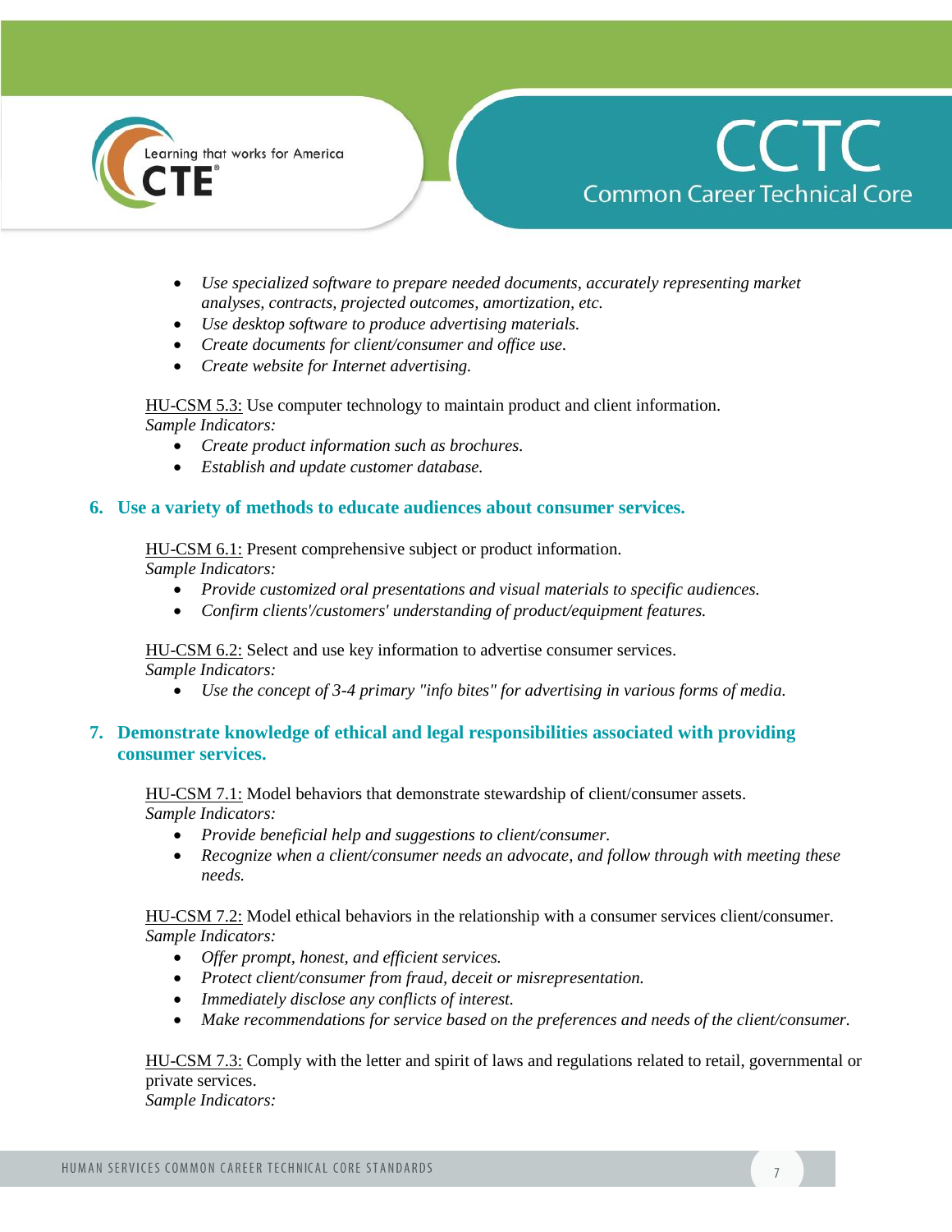- *Use specialized software to prepare needed documents, accurately representing market analyses, contracts, projected outcomes, amortization, etc.*
- *Use desktop software to produce advertising materials.*
- *Create documents for client/consumer and office use.*
- *Create website for Internet advertising.*

HU-CSM 5.3: Use computer technology to maintain product and client information.
*Sample Indicators:*

- *Create product information such as brochures.*
- *Establish and update customer database.*

## 6. Use a variety of methods to educate audiences about consumer services.

HU-CSM 6.1: Present comprehensive subject or product information.
*Sample Indicators:*

- *Provide customized oral presentations and visual materials to specific audiences.*
- *Confirm clients'/customers' understanding of product/equipment features.*

HU-CSM 6.2: Select and use key information to advertise consumer services.
*Sample Indicators:*

- *Use the concept of 3-4 primary "info bites" for advertising in various forms of media.*

## 7. Demonstrate knowledge of ethical and legal responsibilities associated with providing consumer services.

HU-CSM 7.1: Model behaviors that demonstrate stewardship of client/consumer assets.
*Sample Indicators:*

- *Provide beneficial help and suggestions to client/consumer.*
- *Recognize when a client/consumer needs an advocate, and follow through with meeting these needs.*

HU-CSM 7.2: Model ethical behaviors in the relationship with a consumer services client/consumer.
*Sample Indicators:*

- *Offer prompt, honest, and efficient services.*
- *Protect client/consumer from fraud, deceit or misrepresentation.*
- *Immediately disclose any conflicts of interest.*
- *Make recommendations for service based on the preferences and needs of the client/consumer.*

HU-CSM 7.3: Comply with the letter and spirit of laws and regulations related to retail, governmental or private services.
*Sample Indicators:*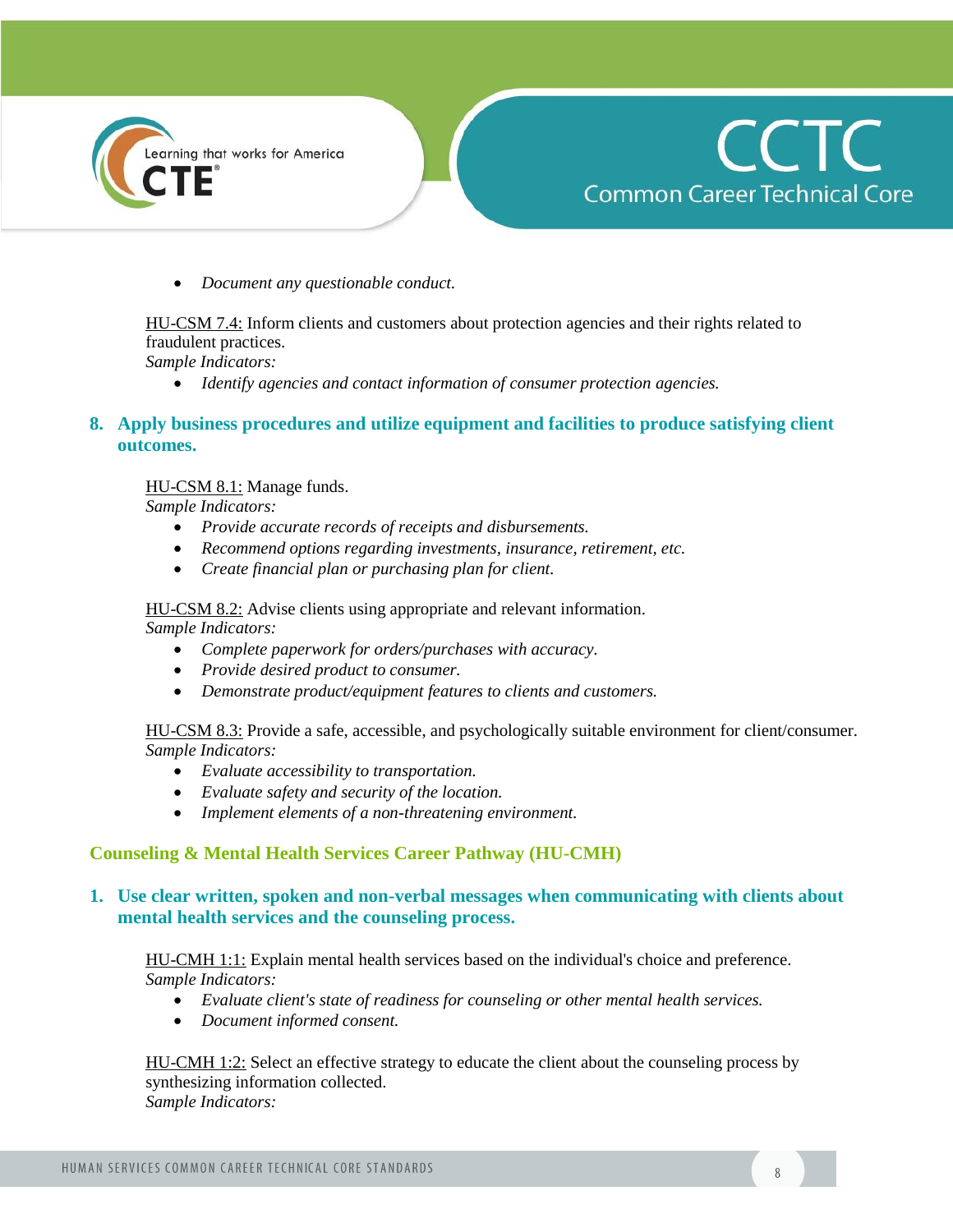- *Document any questionable conduct.*

HU-CSM 7.4: Inform clients and customers about protection agencies and their rights related to fraudulent practices.
*Sample Indicators:*

- *Identify agencies and contact information of consumer protection agencies.*

### 8. Apply business procedures and utilize equipment and facilities to produce satisfying client outcomes.

HU-CSM 8.1: Manage funds.
*Sample Indicators:*

- *Provide accurate records of receipts and disbursements.*
- *Recommend options regarding investments, insurance, retirement, etc.*
- *Create financial plan or purchasing plan for client.*

HU-CSM 8.2: Advise clients using appropriate and relevant information.
*Sample Indicators:*

- *Complete paperwork for orders/purchases with accuracy.*
- *Provide desired product to consumer.*
- *Demonstrate product/equipment features to clients and customers.*

HU-CSM 8.3: Provide a safe, accessible, and psychologically suitable environment for client/consumer.
*Sample Indicators:*

- *Evaluate accessibility to transportation.*
- *Evaluate safety and security of the location.*
- *Implement elements of a non-threatening environment.*

## Counseling & Mental Health Services Career Pathway (HU-CMH)

### 1. Use clear written, spoken and non-verbal messages when communicating with clients about mental health services and the counseling process.

HU-CMH 1:1: Explain mental health services based on the individual's choice and preference.
*Sample Indicators:*

- *Evaluate client's state of readiness for counseling or other mental health services.*
- *Document informed consent.*

HU-CMH 1:2: Select an effective strategy to educate the client about the counseling process by synthesizing information collected.
*Sample Indicators:*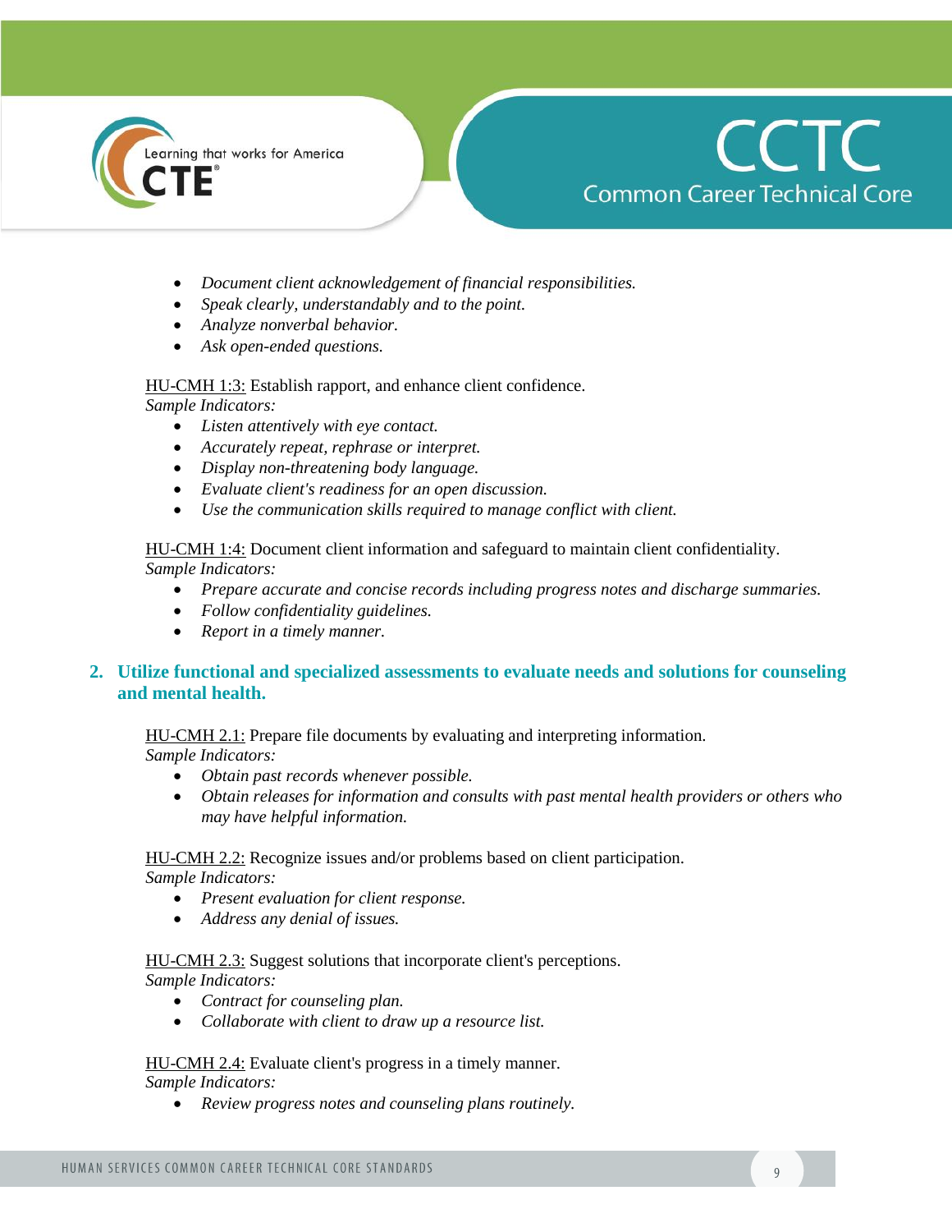- *Document client acknowledgement of financial responsibilities.*
- *Speak clearly, understandably and to the point.*
- *Analyze nonverbal behavior.*
- *Ask open-ended questions.*

HU-CMH 1:3: Establish rapport, and enhance client confidence.
*Sample Indicators:*

- *Listen attentively with eye contact.*
- *Accurately repeat, rephrase or interpret.*
- *Display non-threatening body language.*
- *Evaluate client's readiness for an open discussion.*
- *Use the communication skills required to manage conflict with client.*

HU-CMH 1:4: Document client information and safeguard to maintain client confidentiality.
*Sample Indicators:*

- *Prepare accurate and concise records including progress notes and discharge summaries.*
- *Follow confidentiality guidelines.*
- *Report in a timely manner.*

## 2. Utilize functional and specialized assessments to evaluate needs and solutions for counseling and mental health.

HU-CMH 2.1: Prepare file documents by evaluating and interpreting information.
*Sample Indicators:*

- *Obtain past records whenever possible.*
- *Obtain releases for information and consults with past mental health providers or others who may have helpful information.*

HU-CMH 2.2: Recognize issues and/or problems based on client participation.
*Sample Indicators:*

- *Present evaluation for client response.*
- *Address any denial of issues.*

HU-CMH 2.3: Suggest solutions that incorporate client's perceptions.
*Sample Indicators:*

- *Contract for counseling plan.*
- *Collaborate with client to draw up a resource list.*

HU-CMH 2.4: Evaluate client's progress in a timely manner.
*Sample Indicators:*

- *Review progress notes and counseling plans routinely.*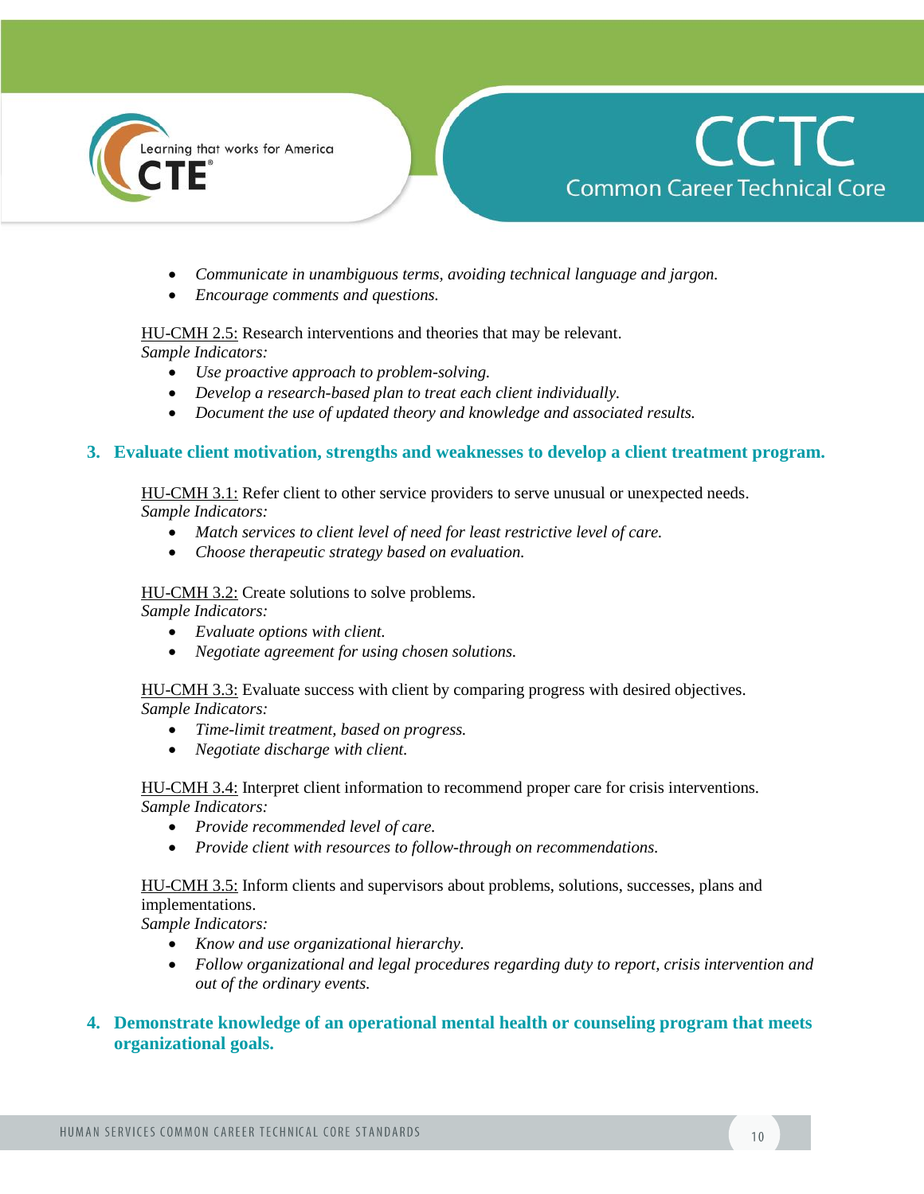- *Communicate in unambiguous terms, avoiding technical language and jargon.*
- *Encourage comments and questions.*

HU-CMH 2.5: Research interventions and theories that may be relevant.
*Sample Indicators:*

- *Use proactive approach to problem-solving.*
- *Develop a research-based plan to treat each client individually.*
- *Document the use of updated theory and knowledge and associated results.*

### 3. Evaluate client motivation, strengths and weaknesses to develop a client treatment program.

HU-CMH 3.1: Refer client to other service providers to serve unusual or unexpected needs.
*Sample Indicators:*

- *Match services to client level of need for least restrictive level of care.*
- *Choose therapeutic strategy based on evaluation.*

HU-CMH 3.2: Create solutions to solve problems.
*Sample Indicators:*

- *Evaluate options with client.*
- *Negotiate agreement for using chosen solutions.*

HU-CMH 3.3: Evaluate success with client by comparing progress with desired objectives.
*Sample Indicators:*

- *Time-limit treatment, based on progress.*
- *Negotiate discharge with client.*

HU-CMH 3.4: Interpret client information to recommend proper care for crisis interventions.
*Sample Indicators:*

- *Provide recommended level of care.*
- *Provide client with resources to follow-through on recommendations.*

HU-CMH 3.5: Inform clients and supervisors about problems, solutions, successes, plans and implementations.
*Sample Indicators:*

- *Know and use organizational hierarchy.*
- *Follow organizational and legal procedures regarding duty to report, crisis intervention and out of the ordinary events.*

### 4. Demonstrate knowledge of an operational mental health or counseling program that meets organizational goals.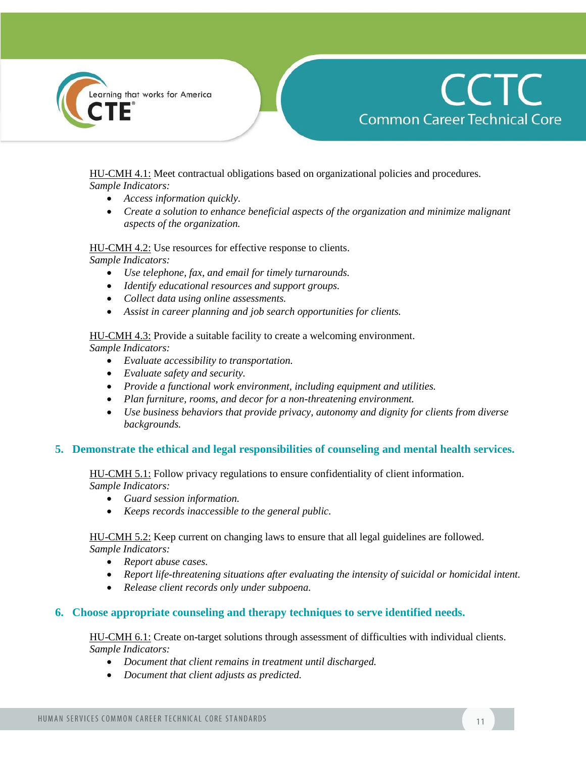HU-CMH 4.1: Meet contractual obligations based on organizational policies and procedures.
*Sample Indicators:*

- *Access information quickly.*
- *Create a solution to enhance beneficial aspects of the organization and minimize malignant aspects of the organization.*

HU-CMH 4.2: Use resources for effective response to clients.
*Sample Indicators:*

- *Use telephone, fax, and email for timely turnarounds.*
- *Identify educational resources and support groups.*
- *Collect data using online assessments.*
- *Assist in career planning and job search opportunities for clients.*

HU-CMH 4.3: Provide a suitable facility to create a welcoming environment.
*Sample Indicators:*

- *Evaluate accessibility to transportation.*
- *Evaluate safety and security.*
- *Provide a functional work environment, including equipment and utilities.*
- *Plan furniture, rooms, and decor for a non-threatening environment.*
- *Use business behaviors that provide privacy, autonomy and dignity for clients from diverse backgrounds.*

## 5. Demonstrate the ethical and legal responsibilities of counseling and mental health services.

HU-CMH 5.1: Follow privacy regulations to ensure confidentiality of client information.
*Sample Indicators:*

- *Guard session information.*
- *Keeps records inaccessible to the general public.*

HU-CMH 5.2: Keep current on changing laws to ensure that all legal guidelines are followed.
*Sample Indicators:*

- *Report abuse cases.*
- *Report life-threatening situations after evaluating the intensity of suicidal or homicidal intent.*
- *Release client records only under subpoena.*

## 6. Choose appropriate counseling and therapy techniques to serve identified needs.

HU-CMH 6.1: Create on-target solutions through assessment of difficulties with individual clients.
*Sample Indicators:*

- *Document that client remains in treatment until discharged.*
- *Document that client adjusts as predicted.*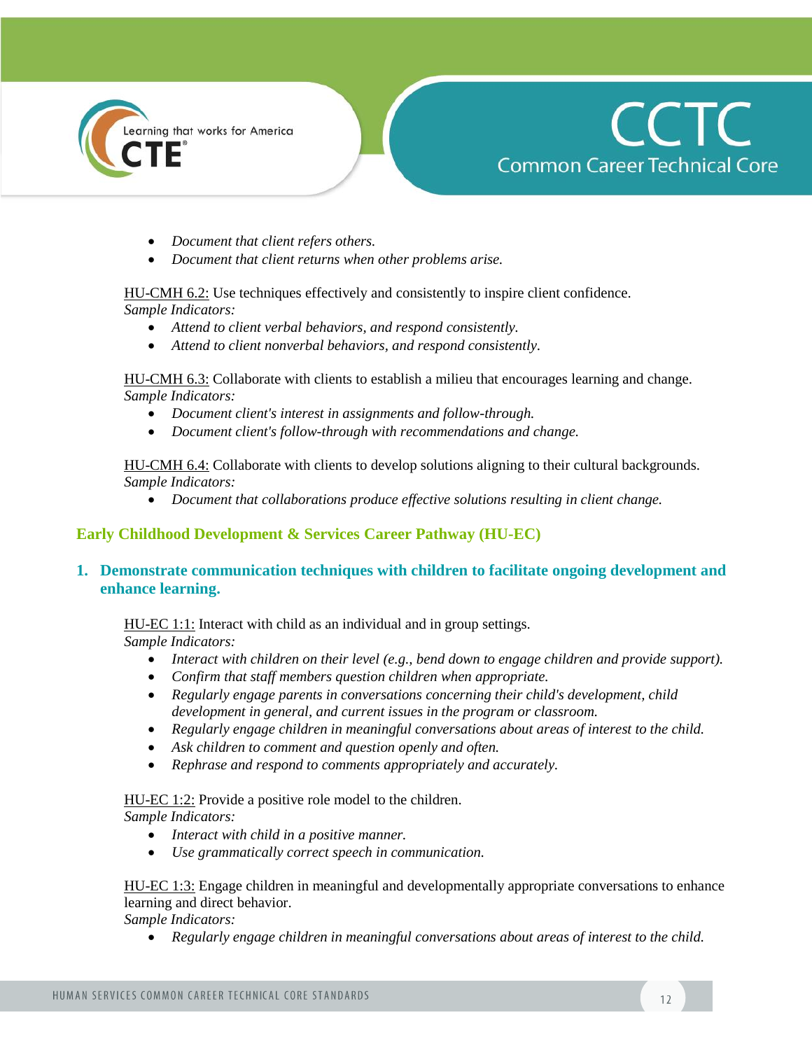- *Document that client refers others.*
- *Document that client returns when other problems arise.*

HU-CMH 6.2: Use techniques effectively and consistently to inspire client confidence.
*Sample Indicators:*

- *Attend to client verbal behaviors, and respond consistently.*
- *Attend to client nonverbal behaviors, and respond consistently.*

HU-CMH 6.3: Collaborate with clients to establish a milieu that encourages learning and change.
*Sample Indicators:*

- *Document client's interest in assignments and follow-through.*
- *Document client's follow-through with recommendations and change.*

HU-CMH 6.4: Collaborate with clients to develop solutions aligning to their cultural backgrounds.
*Sample Indicators:*

- *Document that collaborations produce effective solutions resulting in client change.*

## Early Childhood Development & Services Career Pathway (HU-EC)

### 1. Demonstrate communication techniques with children to facilitate ongoing development and enhance learning.

HU-EC 1:1: Interact with child as an individual and in group settings.
*Sample Indicators:*

- *Interact with children on their level (e.g., bend down to engage children and provide support).*
- *Confirm that staff members question children when appropriate.*
- *Regularly engage parents in conversations concerning their child's development, child development in general, and current issues in the program or classroom.*
- *Regularly engage children in meaningful conversations about areas of interest to the child.*
- *Ask children to comment and question openly and often.*
- *Rephrase and respond to comments appropriately and accurately.*

HU-EC 1:2: Provide a positive role model to the children.
*Sample Indicators:*

- *Interact with child in a positive manner.*
- *Use grammatically correct speech in communication.*

HU-EC 1:3: Engage children in meaningful and developmentally appropriate conversations to enhance learning and direct behavior.
*Sample Indicators:*

- *Regularly engage children in meaningful conversations about areas of interest to the child.*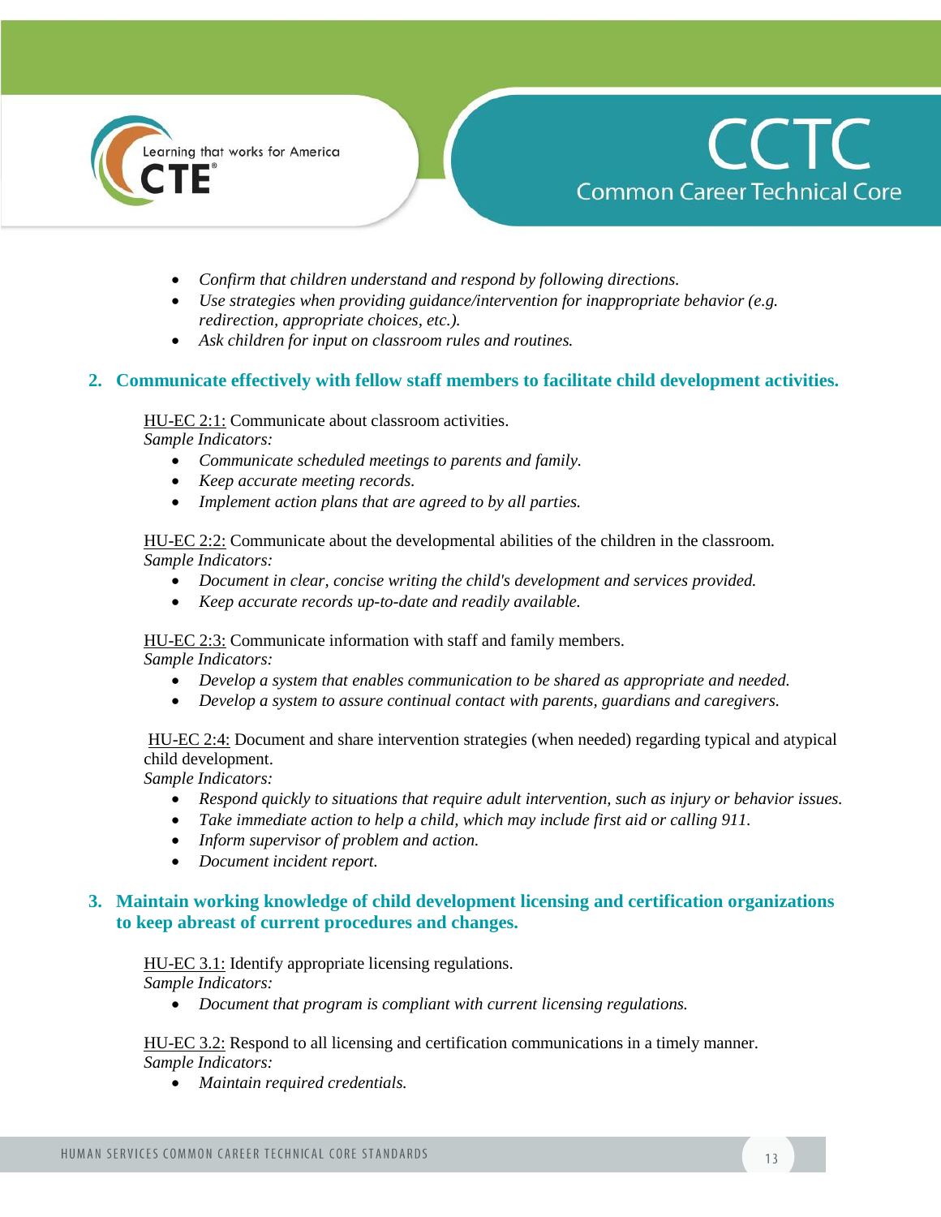- *Confirm that children understand and respond by following directions.*
- *Use strategies when providing guidance/intervention for inappropriate behavior (e.g. redirection, appropriate choices, etc.).*
- *Ask children for input on classroom rules and routines.*

## 2. Communicate effectively with fellow staff members to facilitate child development activities.

<u>HU-EC 2:1:</u> Communicate about classroom activities.
*Sample Indicators:*

- *Communicate scheduled meetings to parents and family.*
- *Keep accurate meeting records.*
- *Implement action plans that are agreed to by all parties.*

<u>HU-EC 2:2:</u> Communicate about the developmental abilities of the children in the classroom.
*Sample Indicators:*

- *Document in clear, concise writing the child's development and services provided.*
- *Keep accurate records up-to-date and readily available.*

<u>HU-EC 2:3:</u> Communicate information with staff and family members.
*Sample Indicators:*

- *Develop a system that enables communication to be shared as appropriate and needed.*
- *Develop a system to assure continual contact with parents, guardians and caregivers.*

<u>HU-EC 2:4:</u> Document and share intervention strategies (when needed) regarding typical and atypical child development.
*Sample Indicators:*

- *Respond quickly to situations that require adult intervention, such as injury or behavior issues.*
- *Take immediate action to help a child, which may include first aid or calling 911.*
- *Inform supervisor of problem and action.*
- *Document incident report.*

## 3. Maintain working knowledge of child development licensing and certification organizations to keep abreast of current procedures and changes.

<u>HU-EC 3.1:</u> Identify appropriate licensing regulations.
*Sample Indicators:*

- *Document that program is compliant with current licensing regulations.*

<u>HU-EC 3.2:</u> Respond to all licensing and certification communications in a timely manner.
*Sample Indicators:*

- *Maintain required credentials.*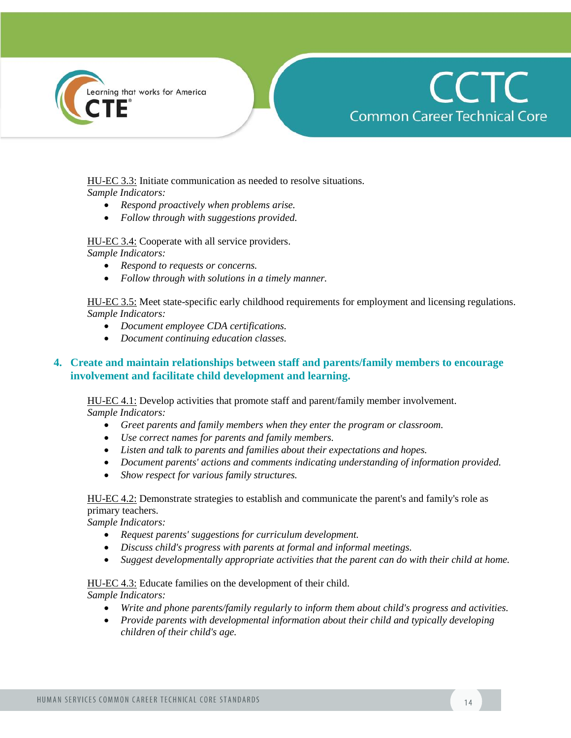HU-EC 3.3: Initiate communication as needed to resolve situations.
*Sample Indicators:*

- *Respond proactively when problems arise.*
- *Follow through with suggestions provided.*

HU-EC 3.4: Cooperate with all service providers.
*Sample Indicators:*

- *Respond to requests or concerns.*
- *Follow through with solutions in a timely manner.*

HU-EC 3.5: Meet state-specific early childhood requirements for employment and licensing regulations.
*Sample Indicators:*

- *Document employee CDA certifications.*
- *Document continuing education classes.*

### 4. Create and maintain relationships between staff and parents/family members to encourage involvement and facilitate child development and learning.

HU-EC 4.1: Develop activities that promote staff and parent/family member involvement.
*Sample Indicators:*

- *Greet parents and family members when they enter the program or classroom.*
- *Use correct names for parents and family members.*
- *Listen and talk to parents and families about their expectations and hopes.*
- *Document parents' actions and comments indicating understanding of information provided.*
- *Show respect for various family structures.*

HU-EC 4.2: Demonstrate strategies to establish and communicate the parent's and family's role as primary teachers.
*Sample Indicators:*

- *Request parents' suggestions for curriculum development.*
- *Discuss child's progress with parents at formal and informal meetings.*
- *Suggest developmentally appropriate activities that the parent can do with their child at home.*

HU-EC 4.3: Educate families on the development of their child.
*Sample Indicators:*

- *Write and phone parents/family regularly to inform them about child's progress and activities.*
- *Provide parents with developmental information about their child and typically developing children of their child's age.*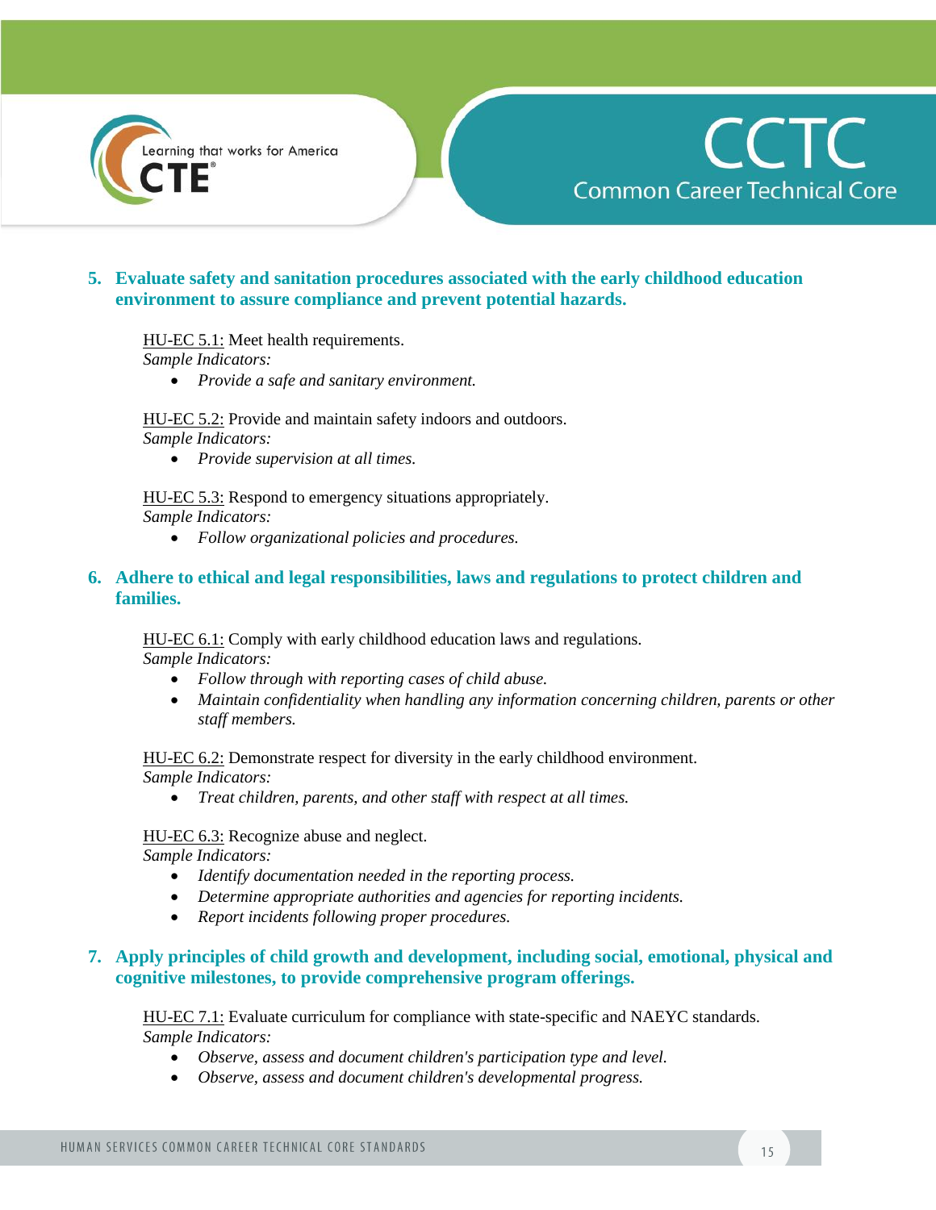### 5. Evaluate safety and sanitation procedures associated with the early childhood education environment to assure compliance and prevent potential hazards.

HU-EC 5.1: Meet health requirements.
*Sample Indicators:*

- *Provide a safe and sanitary environment.*

HU-EC 5.2: Provide and maintain safety indoors and outdoors.
*Sample Indicators:*

- *Provide supervision at all times.*

HU-EC 5.3: Respond to emergency situations appropriately.
*Sample Indicators:*

- *Follow organizational policies and procedures.*

### 6. Adhere to ethical and legal responsibilities, laws and regulations to protect children and families.

HU-EC 6.1: Comply with early childhood education laws and regulations.
*Sample Indicators:*

- *Follow through with reporting cases of child abuse.*
- *Maintain confidentiality when handling any information concerning children, parents or other staff members.*

HU-EC 6.2: Demonstrate respect for diversity in the early childhood environment.
*Sample Indicators:*

- *Treat children, parents, and other staff with respect at all times.*

HU-EC 6.3: Recognize abuse and neglect.
*Sample Indicators:*

- *Identify documentation needed in the reporting process.*
- *Determine appropriate authorities and agencies for reporting incidents.*
- *Report incidents following proper procedures.*

### 7. Apply principles of child growth and development, including social, emotional, physical and cognitive milestones, to provide comprehensive program offerings.

HU-EC 7.1: Evaluate curriculum for compliance with state-specific and NAEYC standards.
*Sample Indicators:*

- *Observe, assess and document children's participation type and level.*
- *Observe, assess and document children's developmental progress.*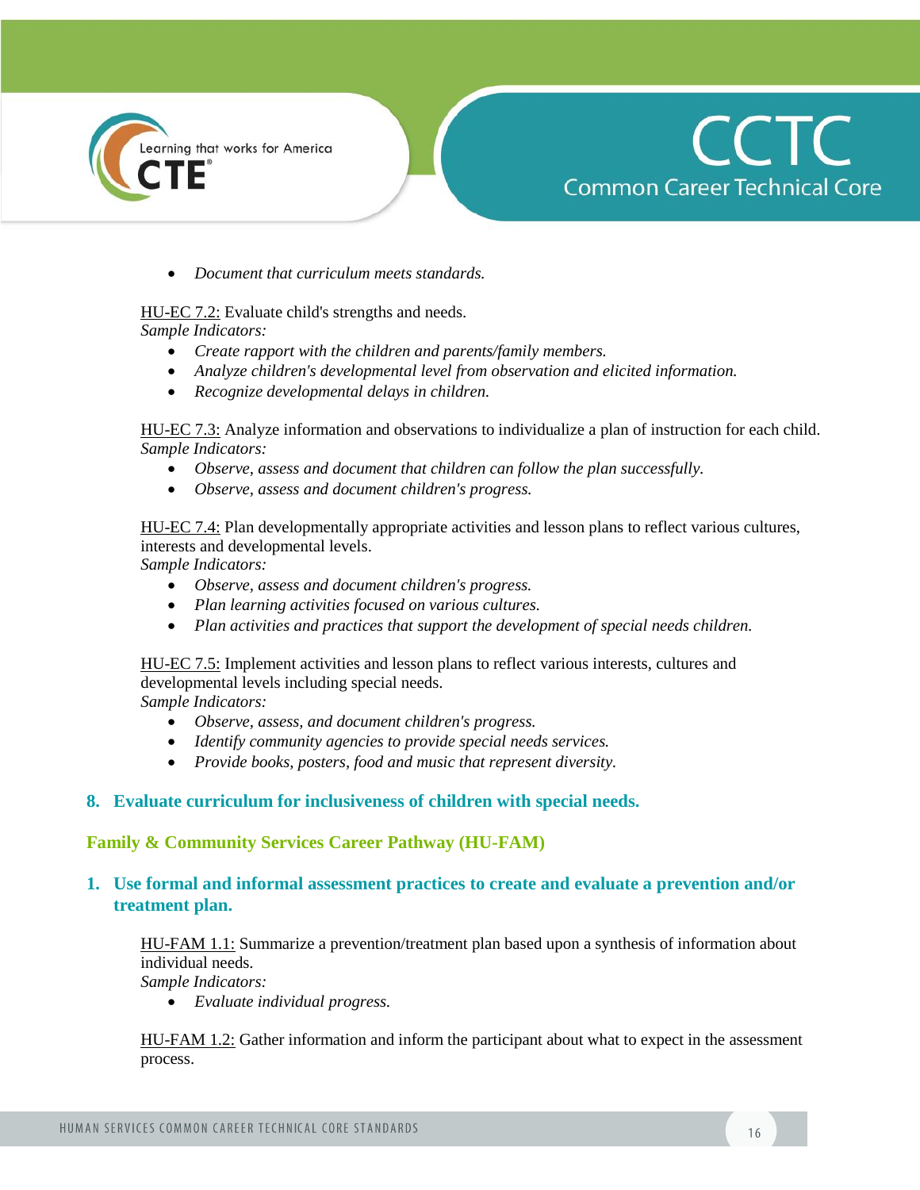- *Document that curriculum meets standards.*

HU-EC 7.2: Evaluate child's strengths and needs.
*Sample Indicators:*

- *Create rapport with the children and parents/family members.*
- *Analyze children's developmental level from observation and elicited information.*
- *Recognize developmental delays in children.*

HU-EC 7.3: Analyze information and observations to individualize a plan of instruction for each child.
*Sample Indicators:*

- *Observe, assess and document that children can follow the plan successfully.*
- *Observe, assess and document children's progress.*

HU-EC 7.4: Plan developmentally appropriate activities and lesson plans to reflect various cultures, interests and developmental levels.
*Sample Indicators:*

- *Observe, assess and document children's progress.*
- *Plan learning activities focused on various cultures.*
- *Plan activities and practices that support the development of special needs children.*

HU-EC 7.5: Implement activities and lesson plans to reflect various interests, cultures and developmental levels including special needs.
*Sample Indicators:*

- *Observe, assess, and document children's progress.*
- *Identify community agencies to provide special needs services.*
- *Provide books, posters, food and music that represent diversity.*

### 8. Evaluate curriculum for inclusiveness of children with special needs.

## Family & Community Services Career Pathway (HU-FAM)

### 1. Use formal and informal assessment practices to create and evaluate a prevention and/or treatment plan.

HU-FAM 1.1: Summarize a prevention/treatment plan based upon a synthesis of information about individual needs.
*Sample Indicators:*

- *Evaluate individual progress.*

HU-FAM 1.2: Gather information and inform the participant about what to expect in the assessment process.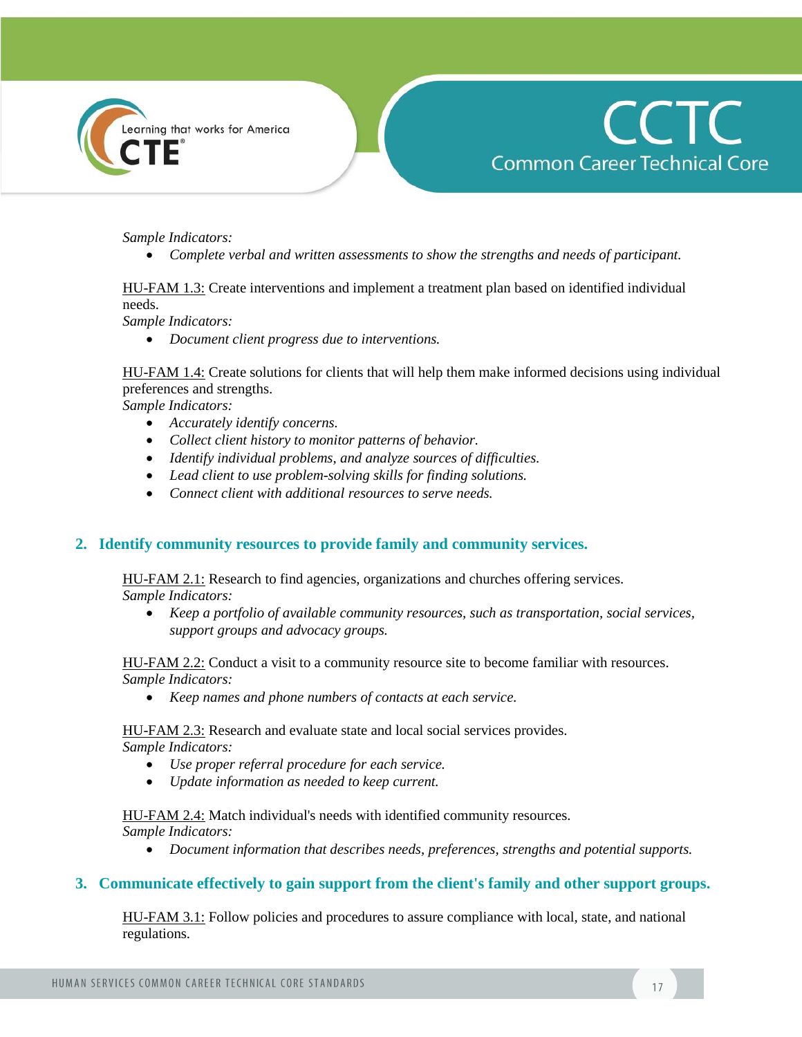*Sample Indicators:*

- *Complete verbal and written assessments to show the strengths and needs of participant.*

HU-FAM 1.3: Create interventions and implement a treatment plan based on identified individual needs.
*Sample Indicators:*

- *Document client progress due to interventions.*

HU-FAM 1.4: Create solutions for clients that will help them make informed decisions using individual preferences and strengths.
*Sample Indicators:*

- *Accurately identify concerns.*
- *Collect client history to monitor patterns of behavior.*
- *Identify individual problems, and analyze sources of difficulties.*
- *Lead client to use problem-solving skills for finding solutions.*
- *Connect client with additional resources to serve needs.*

## 2. Identify community resources to provide family and community services.

HU-FAM 2.1: Research to find agencies, organizations and churches offering services.
*Sample Indicators:*

- *Keep a portfolio of available community resources, such as transportation, social services, support groups and advocacy groups.*

HU-FAM 2.2: Conduct a visit to a community resource site to become familiar with resources.
*Sample Indicators:*

- *Keep names and phone numbers of contacts at each service.*

HU-FAM 2.3: Research and evaluate state and local social services provides.
*Sample Indicators:*

- *Use proper referral procedure for each service.*
- *Update information as needed to keep current.*

HU-FAM 2.4: Match individual's needs with identified community resources.
*Sample Indicators:*

- *Document information that describes needs, preferences, strengths and potential supports.*

## 3. Communicate effectively to gain support from the client's family and other support groups.

HU-FAM 3.1: Follow policies and procedures to assure compliance with local, state, and national regulations.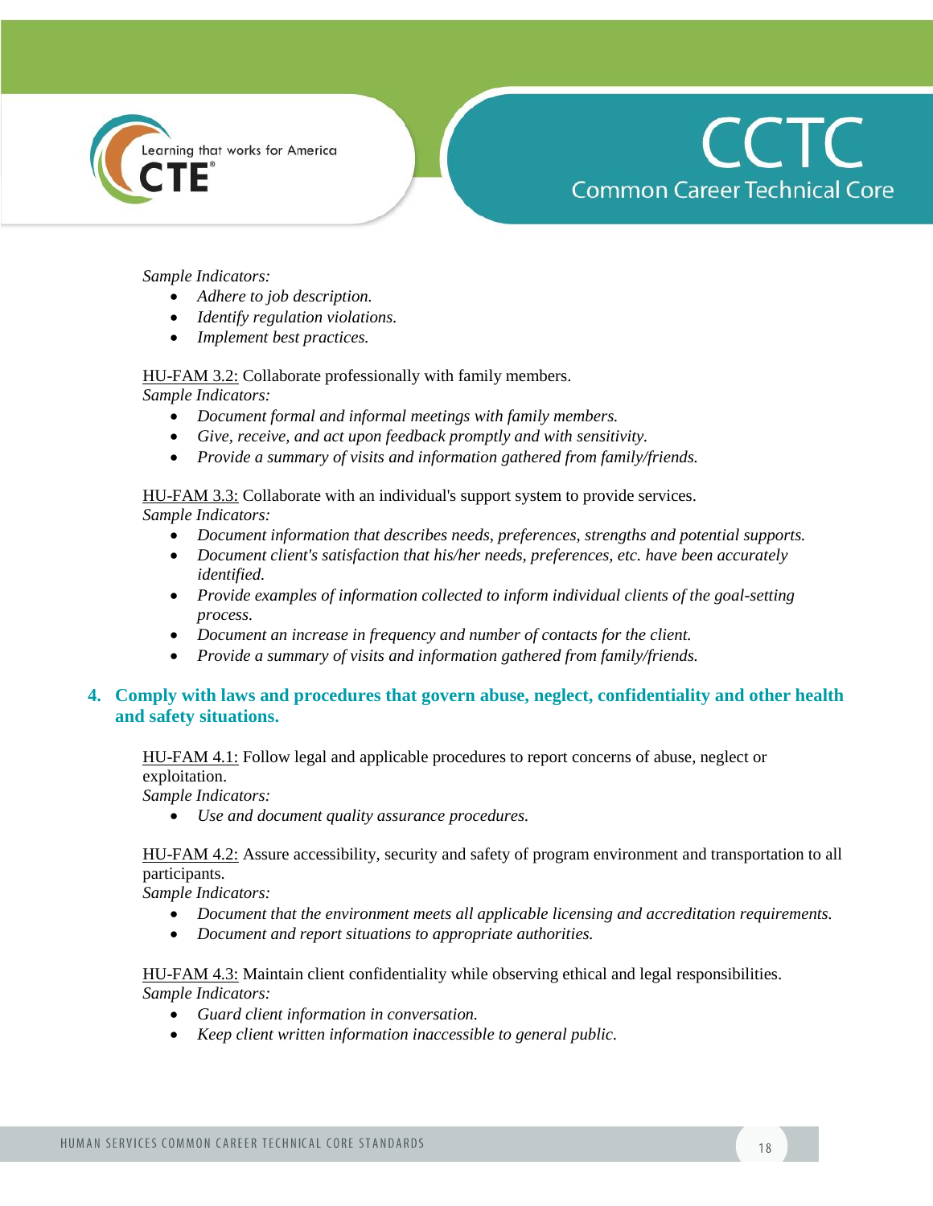*Sample Indicators:*

- *Adhere to job description.*
- *Identify regulation violations.*
- *Implement best practices.*

HU-FAM 3.2: Collaborate professionally with family members.
*Sample Indicators:*

- *Document formal and informal meetings with family members.*
- *Give, receive, and act upon feedback promptly and with sensitivity.*
- *Provide a summary of visits and information gathered from family/friends.*

HU-FAM 3.3: Collaborate with an individual's support system to provide services.
*Sample Indicators:*

- *Document information that describes needs, preferences, strengths and potential supports.*
- *Document client's satisfaction that his/her needs, preferences, etc. have been accurately identified.*
- *Provide examples of information collected to inform individual clients of the goal-setting process.*
- *Document an increase in frequency and number of contacts for the client.*
- *Provide a summary of visits and information gathered from family/friends.*

## 4. Comply with laws and procedures that govern abuse, neglect, confidentiality and other health and safety situations.

HU-FAM 4.1: Follow legal and applicable procedures to report concerns of abuse, neglect or exploitation.
*Sample Indicators:*

- *Use and document quality assurance procedures.*

HU-FAM 4.2: Assure accessibility, security and safety of program environment and transportation to all participants.
*Sample Indicators:*

- *Document that the environment meets all applicable licensing and accreditation requirements.*
- *Document and report situations to appropriate authorities.*

HU-FAM 4.3: Maintain client confidentiality while observing ethical and legal responsibilities.
*Sample Indicators:*

- *Guard client information in conversation.*
- *Keep client written information inaccessible to general public.*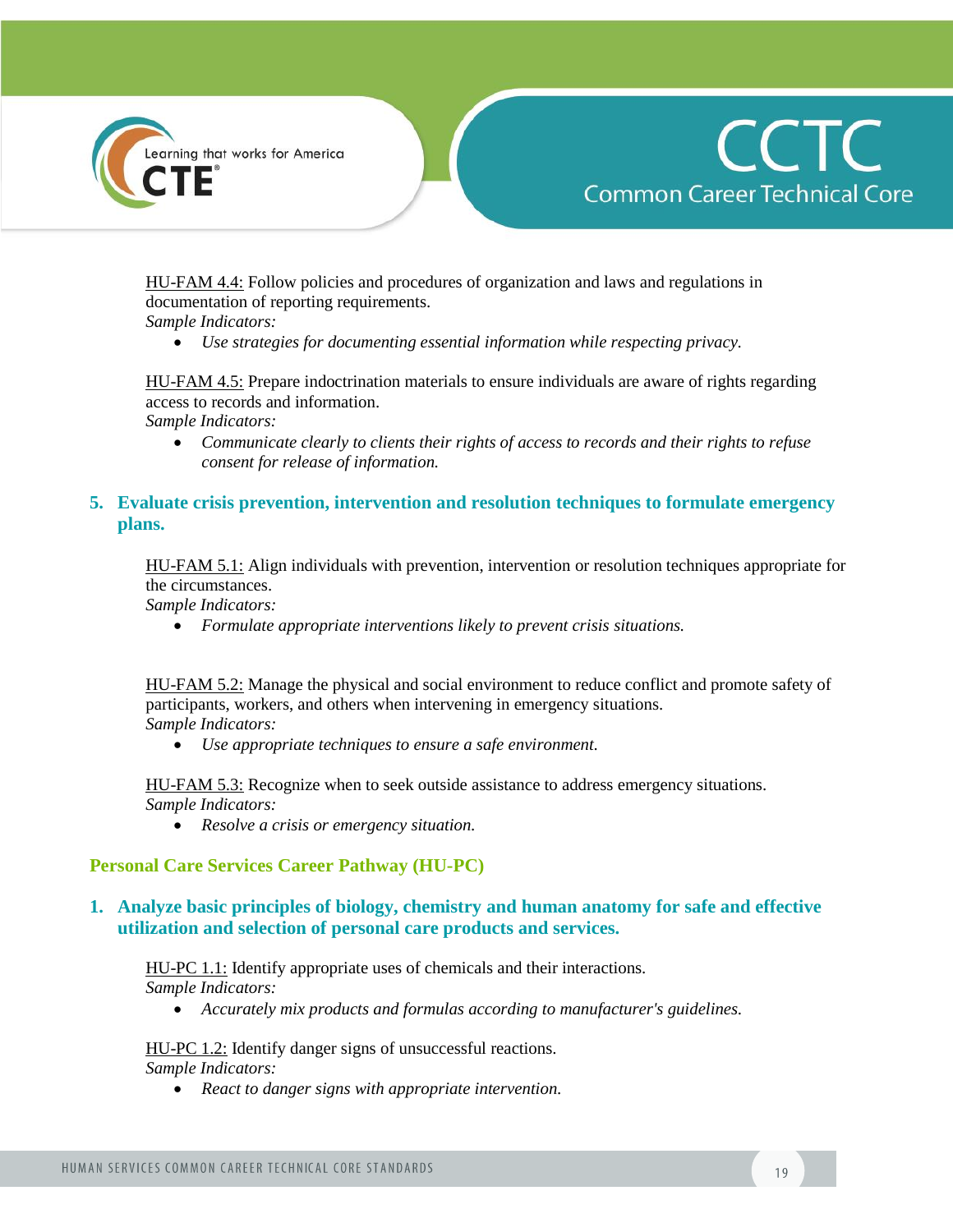HU-FAM 4.4: Follow policies and procedures of organization and laws and regulations in documentation of reporting requirements.
*Sample Indicators:*

- *Use strategies for documenting essential information while respecting privacy.*

HU-FAM 4.5: Prepare indoctrination materials to ensure individuals are aware of rights regarding access to records and information.
*Sample Indicators:*

- *Communicate clearly to clients their rights of access to records and their rights to refuse consent for release of information.*

### 5. Evaluate crisis prevention, intervention and resolution techniques to formulate emergency plans.

HU-FAM 5.1: Align individuals with prevention, intervention or resolution techniques appropriate for the circumstances.
*Sample Indicators:*

- *Formulate appropriate interventions likely to prevent crisis situations.*

HU-FAM 5.2: Manage the physical and social environment to reduce conflict and promote safety of participants, workers, and others when intervening in emergency situations.
*Sample Indicators:*

- *Use appropriate techniques to ensure a safe environment.*

HU-FAM 5.3: Recognize when to seek outside assistance to address emergency situations.
*Sample Indicators:*

- *Resolve a crisis or emergency situation.*

## Personal Care Services Career Pathway (HU-PC)

### 1. Analyze basic principles of biology, chemistry and human anatomy for safe and effective utilization and selection of personal care products and services.

HU-PC 1.1: Identify appropriate uses of chemicals and their interactions.
*Sample Indicators:*

- *Accurately mix products and formulas according to manufacturer's guidelines.*

HU-PC 1.2: Identify danger signs of unsuccessful reactions.
*Sample Indicators:*

- *React to danger signs with appropriate intervention.*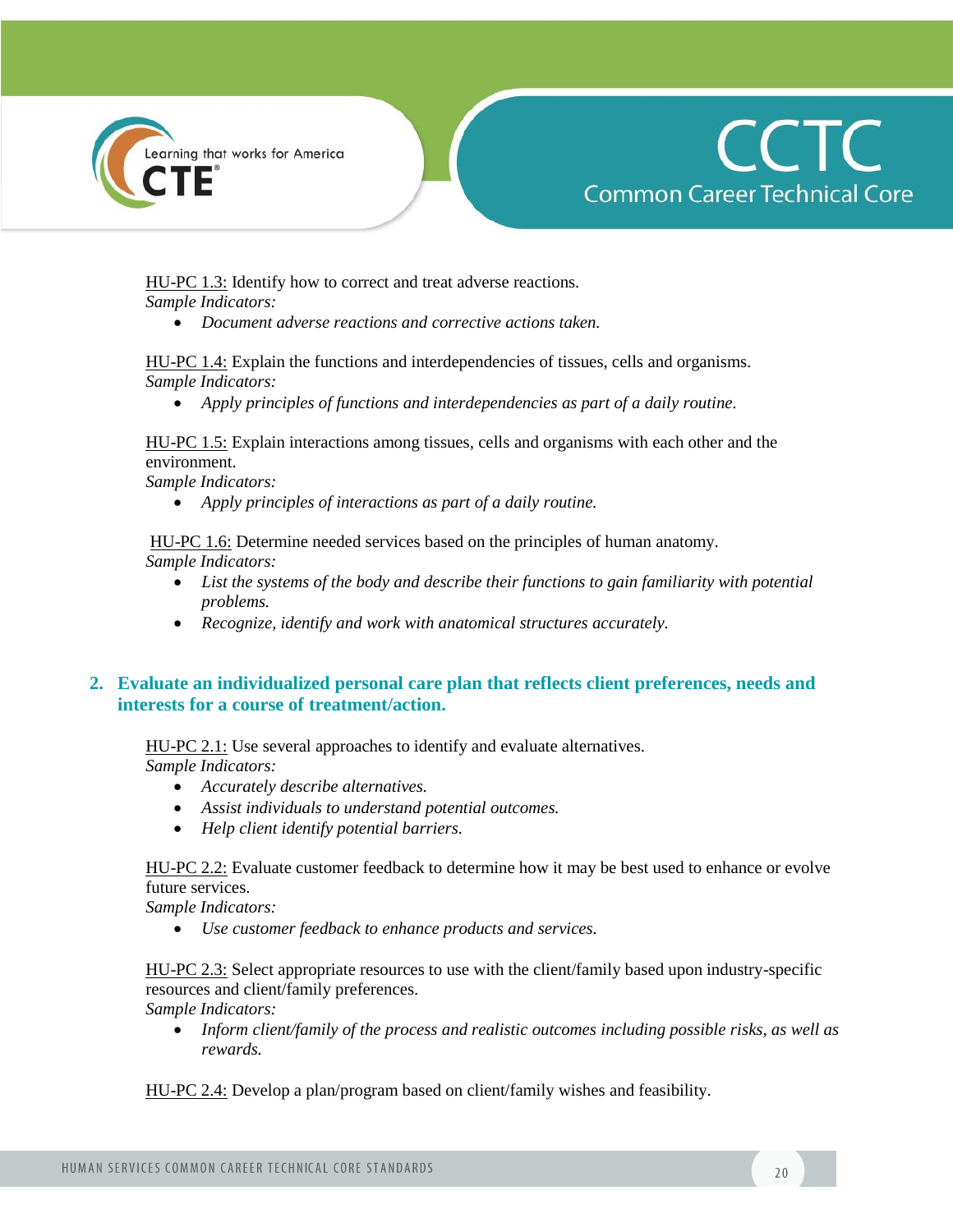HU-PC 1.3: Identify how to correct and treat adverse reactions.
*Sample Indicators:*

- *Document adverse reactions and corrective actions taken.*

HU-PC 1.4: Explain the functions and interdependencies of tissues, cells and organisms.
*Sample Indicators:*

- *Apply principles of functions and interdependencies as part of a daily routine.*

HU-PC 1.5: Explain interactions among tissues, cells and organisms with each other and the environment.
*Sample Indicators:*

- *Apply principles of interactions as part of a daily routine.*

HU-PC 1.6: Determine needed services based on the principles of human anatomy.
*Sample Indicators:*

- *List the systems of the body and describe their functions to gain familiarity with potential problems.*
- *Recognize, identify and work with anatomical structures accurately.*

## 2. Evaluate an individualized personal care plan that reflects client preferences, needs and interests for a course of treatment/action.

HU-PC 2.1: Use several approaches to identify and evaluate alternatives.
*Sample Indicators:*

- *Accurately describe alternatives.*
- *Assist individuals to understand potential outcomes.*
- *Help client identify potential barriers.*

HU-PC 2.2: Evaluate customer feedback to determine how it may be best used to enhance or evolve future services.
*Sample Indicators:*

- *Use customer feedback to enhance products and services.*

HU-PC 2.3: Select appropriate resources to use with the client/family based upon industry-specific resources and client/family preferences.
*Sample Indicators:*

- *Inform client/family of the process and realistic outcomes including possible risks, as well as rewards.*

HU-PC 2.4: Develop a plan/program based on client/family wishes and feasibility.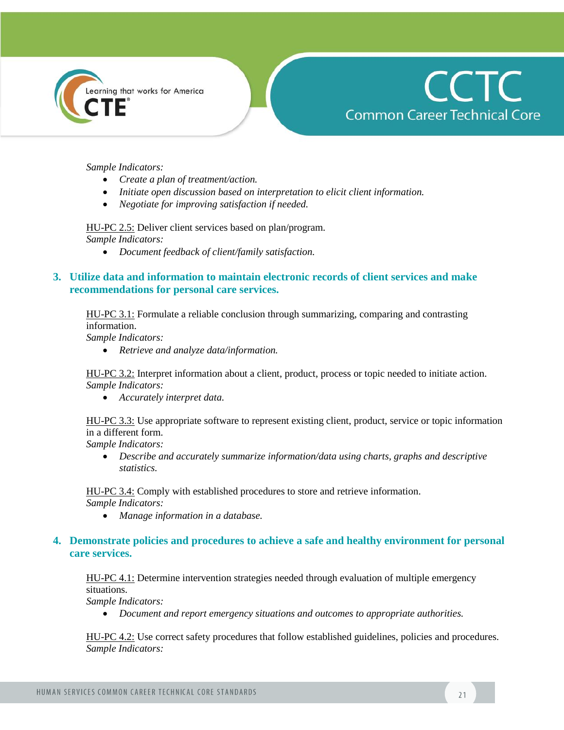*Sample Indicators:*

- *Create a plan of treatment/action.*
- *Initiate open discussion based on interpretation to elicit client information.*
- *Negotiate for improving satisfaction if needed.*

HU-PC 2.5: Deliver client services based on plan/program.
*Sample Indicators:*

- *Document feedback of client/family satisfaction.*

### 3. Utilize data and information to maintain electronic records of client services and make recommendations for personal care services.

HU-PC 3.1: Formulate a reliable conclusion through summarizing, comparing and contrasting information.
*Sample Indicators:*

- *Retrieve and analyze data/information.*

HU-PC 3.2: Interpret information about a client, product, process or topic needed to initiate action.
*Sample Indicators:*

- *Accurately interpret data.*

HU-PC 3.3: Use appropriate software to represent existing client, product, service or topic information in a different form.
*Sample Indicators:*

- *Describe and accurately summarize information/data using charts, graphs and descriptive statistics.*

HU-PC 3.4: Comply with established procedures to store and retrieve information.
*Sample Indicators:*

- *Manage information in a database.*

### 4. Demonstrate policies and procedures to achieve a safe and healthy environment for personal care services.

HU-PC 4.1: Determine intervention strategies needed through evaluation of multiple emergency situations.
*Sample Indicators:*

- *Document and report emergency situations and outcomes to appropriate authorities.*

HU-PC 4.2: Use correct safety procedures that follow established guidelines, policies and procedures.
*Sample Indicators:*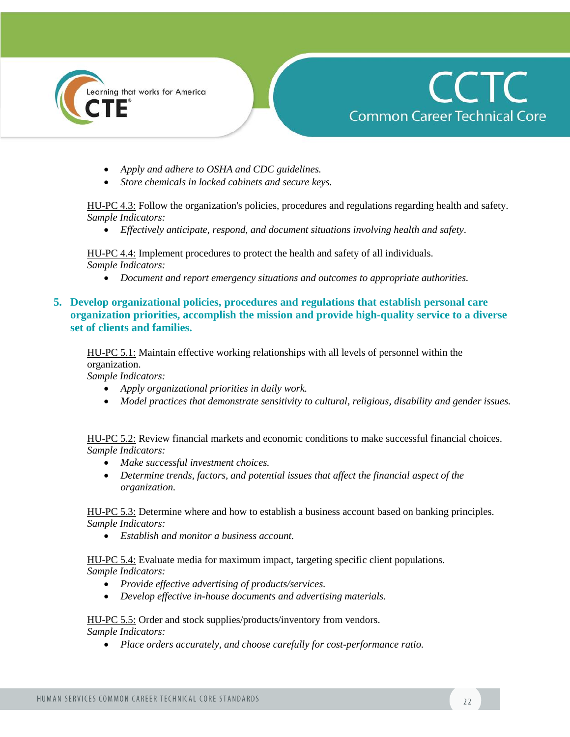- *Apply and adhere to OSHA and CDC guidelines.*
- *Store chemicals in locked cabinets and secure keys.*

HU-PC 4.3: Follow the organization's policies, procedures and regulations regarding health and safety.
*Sample Indicators:*

- *Effectively anticipate, respond, and document situations involving health and safety.*

HU-PC 4.4: Implement procedures to protect the health and safety of all individuals.
*Sample Indicators:*

- *Document and report emergency situations and outcomes to appropriate authorities.*

## 5. Develop organizational policies, procedures and regulations that establish personal care organization priorities, accomplish the mission and provide high-quality service to a diverse set of clients and families.

HU-PC 5.1: Maintain effective working relationships with all levels of personnel within the organization.
*Sample Indicators:*

- *Apply organizational priorities in daily work.*
- *Model practices that demonstrate sensitivity to cultural, religious, disability and gender issues.*

HU-PC 5.2: Review financial markets and economic conditions to make successful financial choices.
*Sample Indicators:*

- *Make successful investment choices.*
- *Determine trends, factors, and potential issues that affect the financial aspect of the organization.*

HU-PC 5.3: Determine where and how to establish a business account based on banking principles.
*Sample Indicators:*

- *Establish and monitor a business account.*

HU-PC 5.4: Evaluate media for maximum impact, targeting specific client populations.
*Sample Indicators:*

- *Provide effective advertising of products/services.*
- *Develop effective in-house documents and advertising materials.*

HU-PC 5.5: Order and stock supplies/products/inventory from vendors.
*Sample Indicators:*

- *Place orders accurately, and choose carefully for cost-performance ratio.*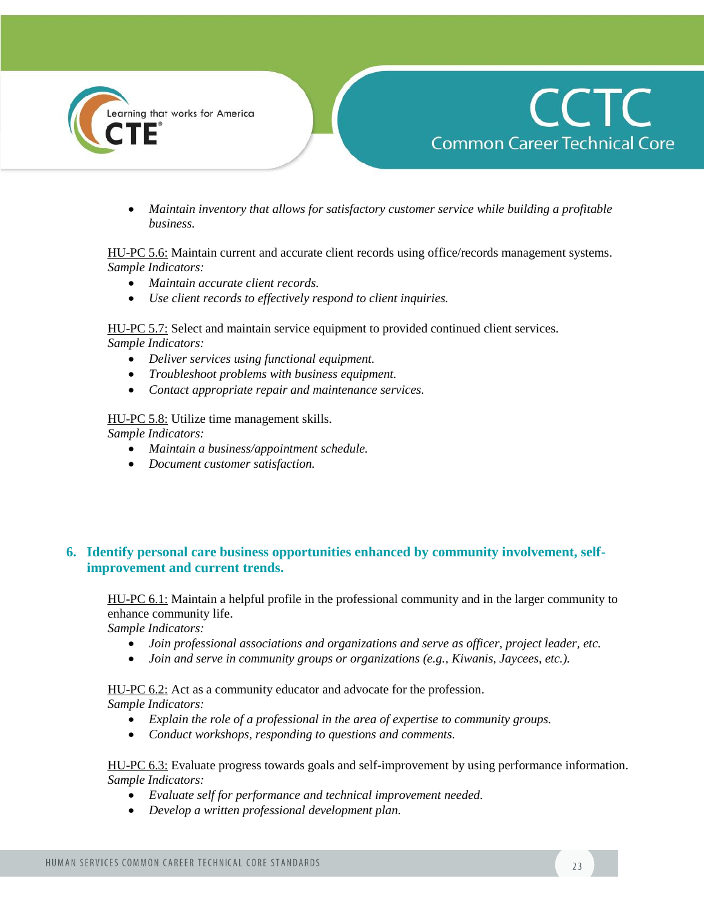- *Maintain inventory that allows for satisfactory customer service while building a profitable business.*

HU-PC 5.6: Maintain current and accurate client records using office/records management systems.
*Sample Indicators:*

- *Maintain accurate client records.*
- *Use client records to effectively respond to client inquiries.*

HU-PC 5.7: Select and maintain service equipment to provided continued client services.
*Sample Indicators:*

- *Deliver services using functional equipment.*
- *Troubleshoot problems with business equipment.*
- *Contact appropriate repair and maintenance services.*

HU-PC 5.8: Utilize time management skills.
*Sample Indicators:*

- *Maintain a business/appointment schedule.*
- *Document customer satisfaction.*

## 6. Identify personal care business opportunities enhanced by community involvement, self-improvement and current trends.

HU-PC 6.1: Maintain a helpful profile in the professional community and in the larger community to enhance community life.
*Sample Indicators:*

- *Join professional associations and organizations and serve as officer, project leader, etc.*
- *Join and serve in community groups or organizations (e.g., Kiwanis, Jaycees, etc.).*

HU-PC 6.2: Act as a community educator and advocate for the profession.
*Sample Indicators:*

- *Explain the role of a professional in the area of expertise to community groups.*
- *Conduct workshops, responding to questions and comments.*

HU-PC 6.3: Evaluate progress towards goals and self-improvement by using performance information.
*Sample Indicators:*

- *Evaluate self for performance and technical improvement needed.*
- *Develop a written professional development plan.*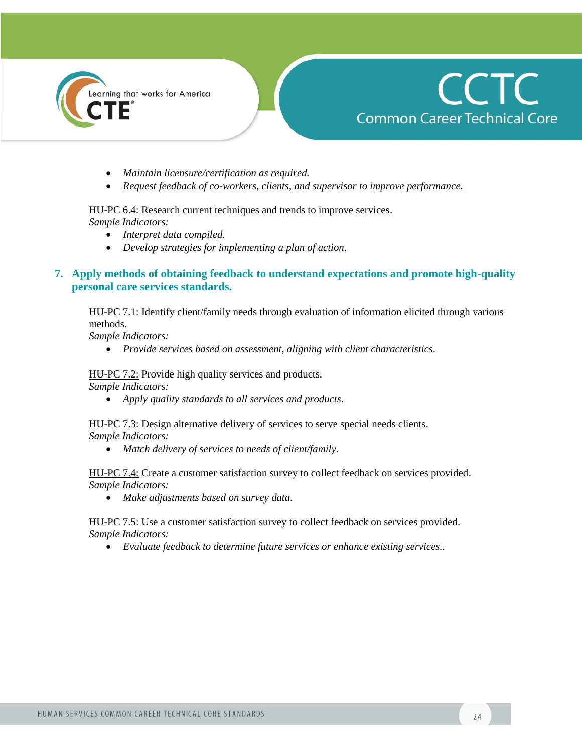- *Maintain licensure/certification as required.*
- *Request feedback of co-workers, clients, and supervisor to improve performance.*

HU-PC 6.4: Research current techniques and trends to improve services.
*Sample Indicators:*

- *Interpret data compiled.*
- *Develop strategies for implementing a plan of action.*

## 7. Apply methods of obtaining feedback to understand expectations and promote high-quality personal care services standards.

HU-PC 7.1: Identify client/family needs through evaluation of information elicited through various methods.
*Sample Indicators:*

- *Provide services based on assessment, aligning with client characteristics.*

HU-PC 7.2: Provide high quality services and products.
*Sample Indicators:*

- *Apply quality standards to all services and products.*

HU-PC 7.3: Design alternative delivery of services to serve special needs clients.
*Sample Indicators:*

- *Match delivery of services to needs of client/family.*

HU-PC 7.4: Create a customer satisfaction survey to collect feedback on services provided.
*Sample Indicators:*

- *Make adjustments based on survey data.*

HU-PC 7.5: Use a customer satisfaction survey to collect feedback on services provided.
*Sample Indicators:*

- *Evaluate feedback to determine future services or enhance existing services..*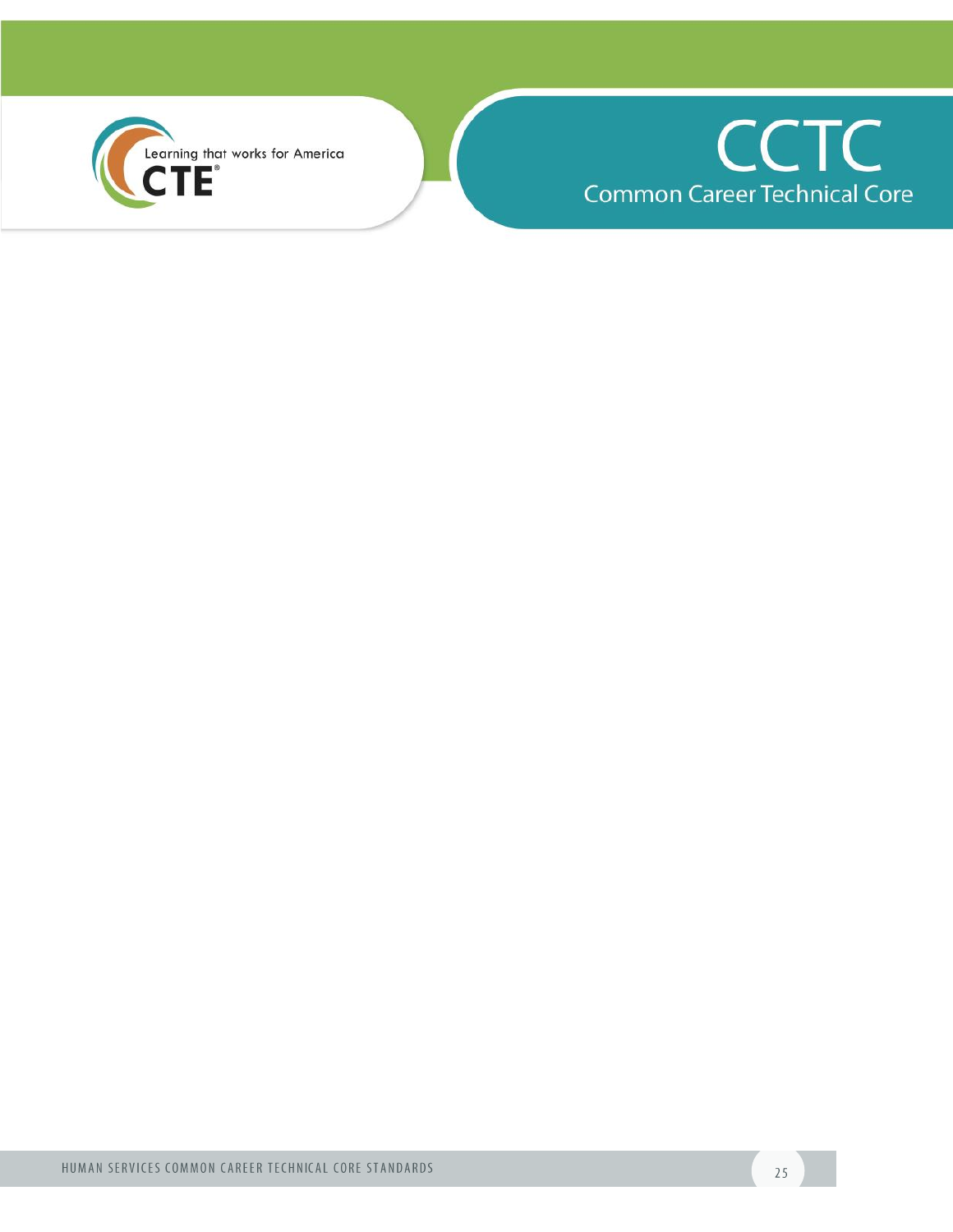Learning that works for America

CTE®

# CCTC

Common Career Technical Core